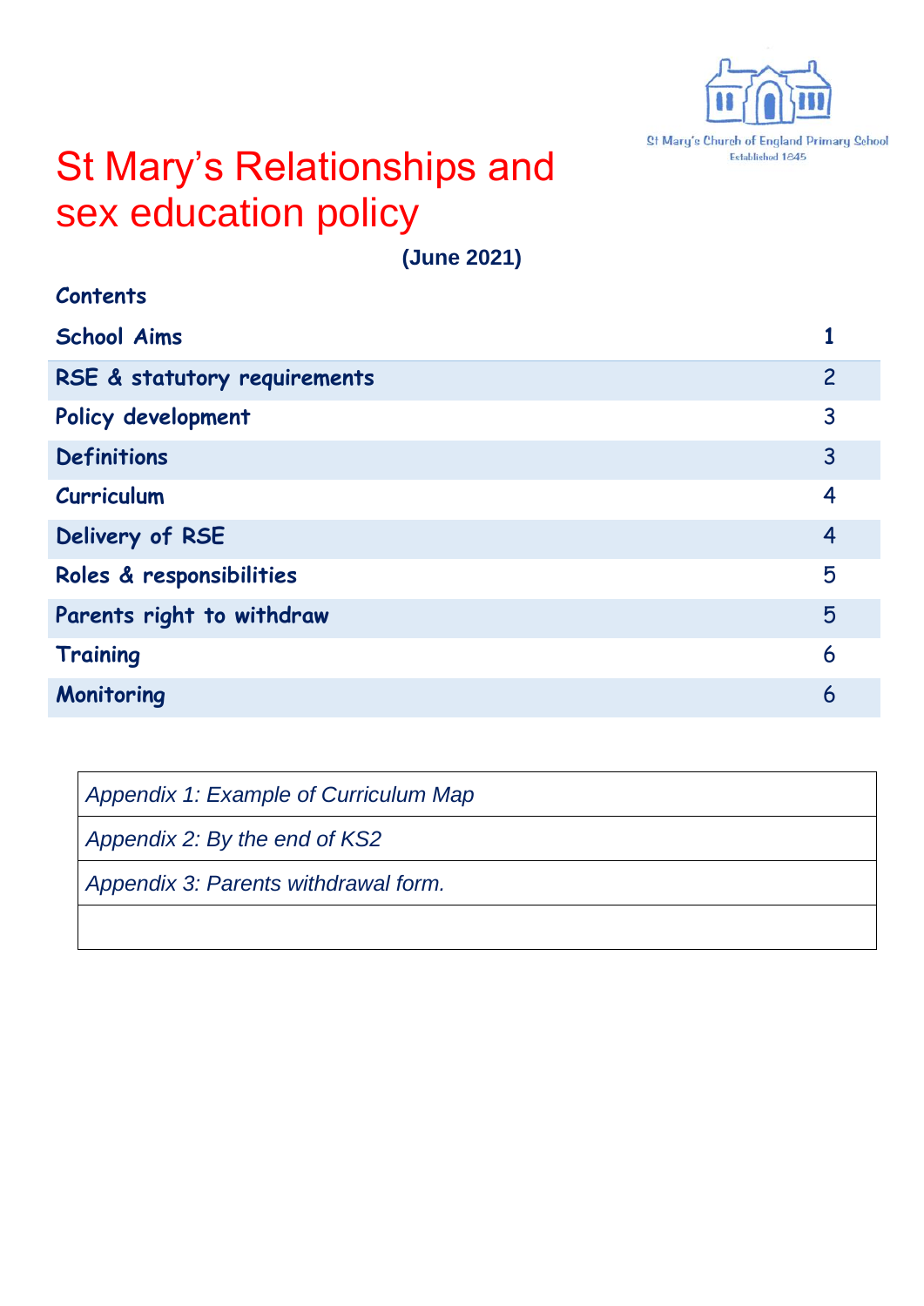St Mary's Church of England Primary School
Established 1845

# St Mary's Relationships and sex education policy

**(June 2021)**

**Contents**

| | |
|---|---|
| **School Aims** | **1** |
| **RSE & statutory requirements** | 2 |
| **Policy development** | 3 |
| **Definitions** | 3 |
| **Curriculum** | 4 |
| **Delivery of RSE** | 4 |
| **Roles & responsibilities** | 5 |
| **Parents right to withdraw** | 5 |
| **Training** | 6 |
| **Monitoring** | 6 |

| |
|---|
| *Appendix 1: Example of Curriculum Map* |
| *Appendix 2: By the end of KS2* |
| *Appendix 3: Parents withdrawal form.* |
| |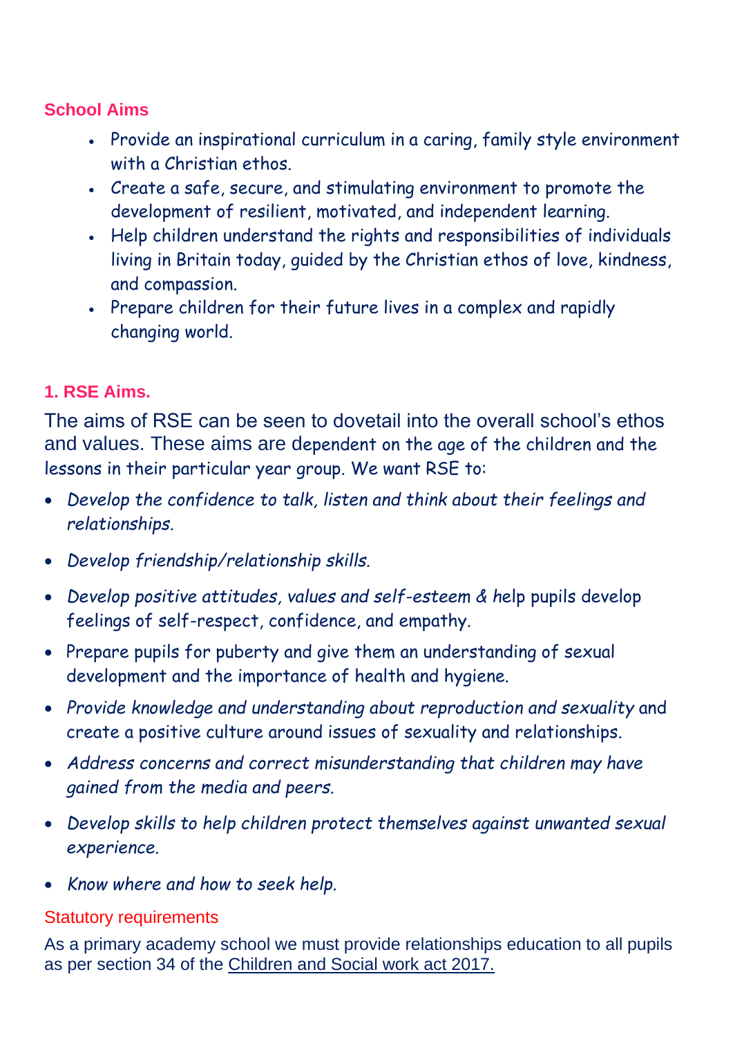## School Aims

- Provide an inspirational curriculum in a caring, family style environment with a Christian ethos.
- Create a safe, secure, and stimulating environment to promote the development of resilient, motivated, and independent learning.
- Help children understand the rights and responsibilities of individuals living in Britain today, guided by the Christian ethos of love, kindness, and compassion.
- Prepare children for their future lives in a complex and rapidly changing world.

## 1. RSE Aims.

The aims of RSE can be seen to dovetail into the overall school's ethos and values. These aims are dependent on the age of the children and the lessons in their particular year group. We want RSE to:

- *Develop the confidence to talk, listen and think about their feelings and relationships.*
- *Develop friendship/relationship skills.*
- *Develop positive attitudes, values and self-esteem &* help pupils develop feelings of self-respect, confidence, and empathy.
- Prepare pupils for puberty and give them an understanding of sexual development and the importance of health and hygiene.
- *Provide knowledge and understanding about reproduction and sexuality* and create a positive culture around issues of sexuality and relationships.
- *Address concerns and correct misunderstanding that children may have gained from the media and peers.*
- *Develop skills to help children protect themselves against unwanted sexual experience.*
- *Know where and how to seek help.*

### Statutory requirements

As a primary academy school we must provide relationships education to all pupils as per section 34 of the Children and Social work act 2017.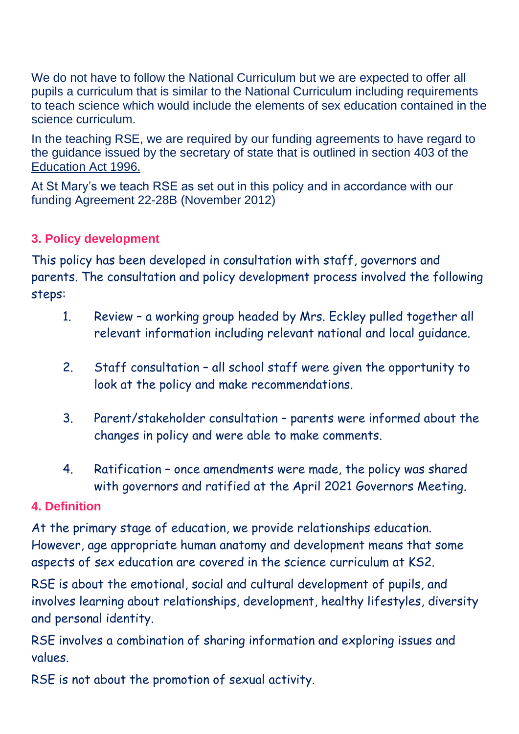We do not have to follow the National Curriculum but we are expected to offer all pupils a curriculum that is similar to the National Curriculum including requirements to teach science which would include the elements of sex education contained in the science curriculum.

In the teaching RSE, we are required by our funding agreements to have regard to the guidance issued by the secretary of state that is outlined in section 403 of the Education Act 1996.

At St Mary's we teach RSE as set out in this policy and in accordance with our funding Agreement 22-28B (November 2012)

## 3. Policy development

This policy has been developed in consultation with staff, governors and parents. The consultation and policy development process involved the following steps:

1. Review – a working group headed by Mrs. Eckley pulled together all relevant information including relevant national and local guidance.

2. Staff consultation – all school staff were given the opportunity to look at the policy and make recommendations.

3. Parent/stakeholder consultation – parents were informed about the changes in policy and were able to make comments.

4. Ratification – once amendments were made, the policy was shared with governors and ratified at the April 2021 Governors Meeting.

## 4. Definition

At the primary stage of education, we provide relationships education. However, age appropriate human anatomy and development means that some aspects of sex education are covered in the science curriculum at KS2.

RSE is about the emotional, social and cultural development of pupils, and involves learning about relationships, development, healthy lifestyles, diversity and personal identity.

RSE involves a combination of sharing information and exploring issues and values.

RSE is not about the promotion of sexual activity.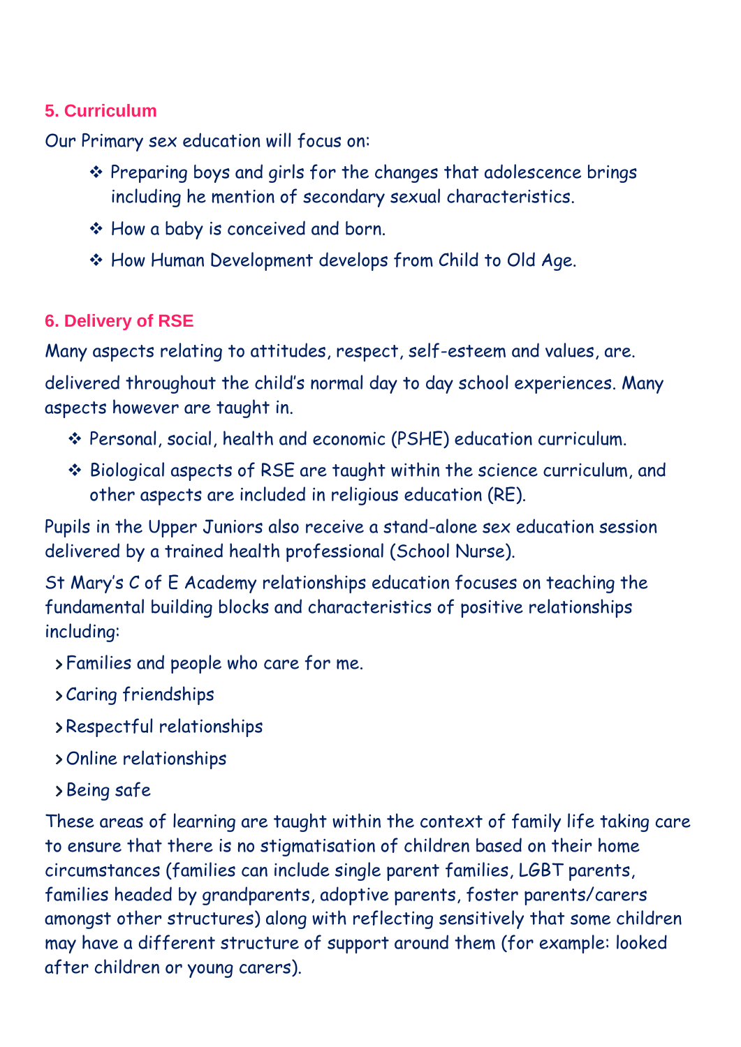## 5. Curriculum

Our Primary sex education will focus on:

- Preparing boys and girls for the changes that adolescence brings including he mention of secondary sexual characteristics.
- How a baby is conceived and born.
- How Human Development develops from Child to Old Age.

## 6. Delivery of RSE

Many aspects relating to attitudes, respect, self-esteem and values, are.

delivered throughout the child's normal day to day school experiences. Many aspects however are taught in.

- Personal, social, health and economic (PSHE) education curriculum.
- Biological aspects of RSE are taught within the science curriculum, and other aspects are included in religious education (RE).

Pupils in the Upper Juniors also receive a stand-alone sex education session delivered by a trained health professional (School Nurse).

St Mary's C of E Academy relationships education focuses on teaching the fundamental building blocks and characteristics of positive relationships including:

- Families and people who care for me.
- Caring friendships
- Respectful relationships
- Online relationships
- Being safe

These areas of learning are taught within the context of family life taking care to ensure that there is no stigmatisation of children based on their home circumstances (families can include single parent families, LGBT parents, families headed by grandparents, adoptive parents, foster parents/carers amongst other structures) along with reflecting sensitively that some children may have a different structure of support around them (for example: looked after children or young carers).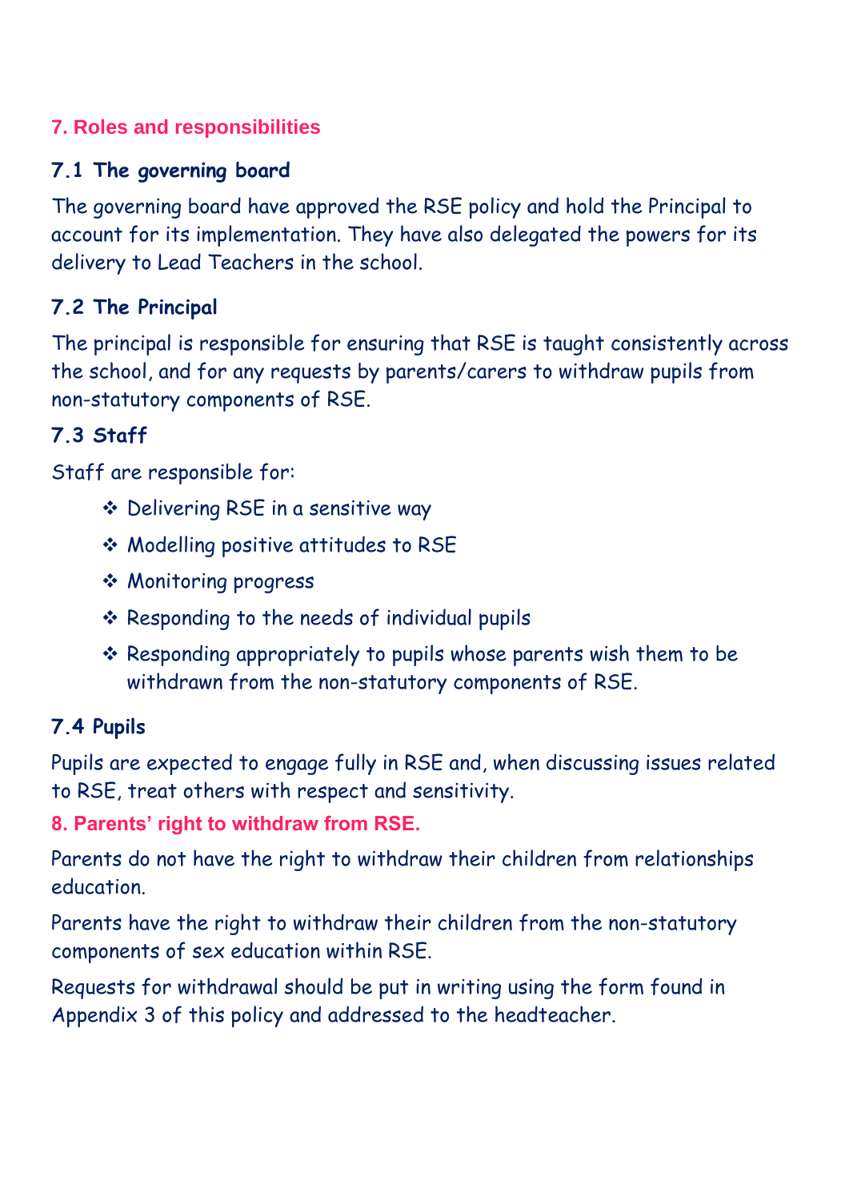## 7. Roles and responsibilities

### 7.1 The governing board

The governing board have approved the RSE policy and hold the Principal to account for its implementation. They have also delegated the powers for its delivery to Lead Teachers in the school.

### 7.2 The Principal

The principal is responsible for ensuring that RSE is taught consistently across the school, and for any requests by parents/carers to withdraw pupils from non-statutory components of RSE.

### 7.3 Staff

Staff are responsible for:

- Delivering RSE in a sensitive way
- Modelling positive attitudes to RSE
- Monitoring progress
- Responding to the needs of individual pupils
- Responding appropriately to pupils whose parents wish them to be withdrawn from the non-statutory components of RSE.

### 7.4 Pupils

Pupils are expected to engage fully in RSE and, when discussing issues related to RSE, treat others with respect and sensitivity.

## 8. Parents' right to withdraw from RSE.

Parents do not have the right to withdraw their children from relationships education.

Parents have the right to withdraw their children from the non-statutory components of sex education within RSE.

Requests for withdrawal should be put in writing using the form found in Appendix 3 of this policy and addressed to the headteacher.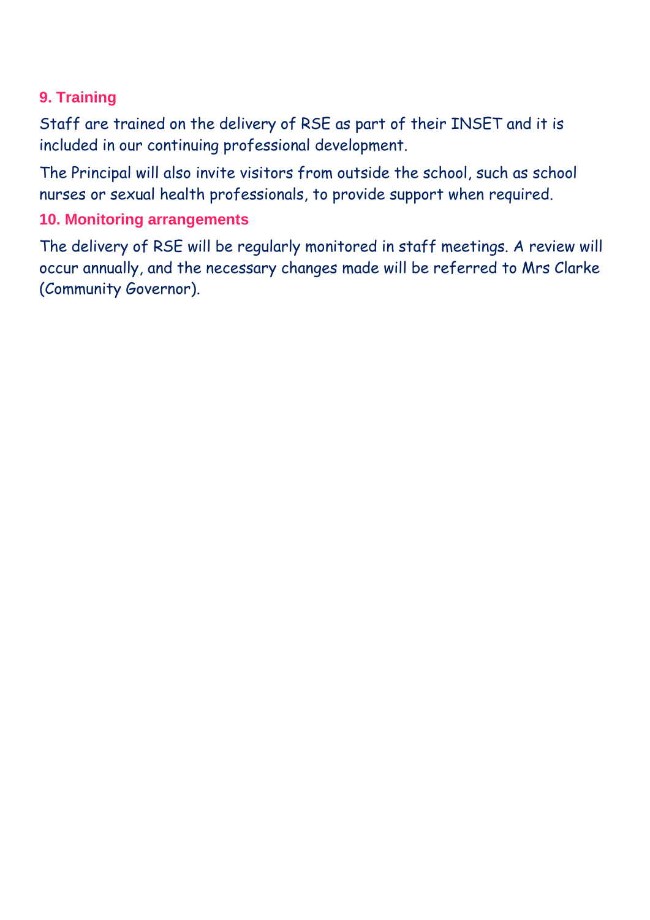## 9. Training

Staff are trained on the delivery of RSE as part of their INSET and it is included in our continuing professional development.

The Principal will also invite visitors from outside the school, such as school nurses or sexual health professionals, to provide support when required.

## 10. Monitoring arrangements

The delivery of RSE will be regularly monitored in staff meetings. A review will occur annually, and the necessary changes made will be referred to Mrs Clarke (Community Governor).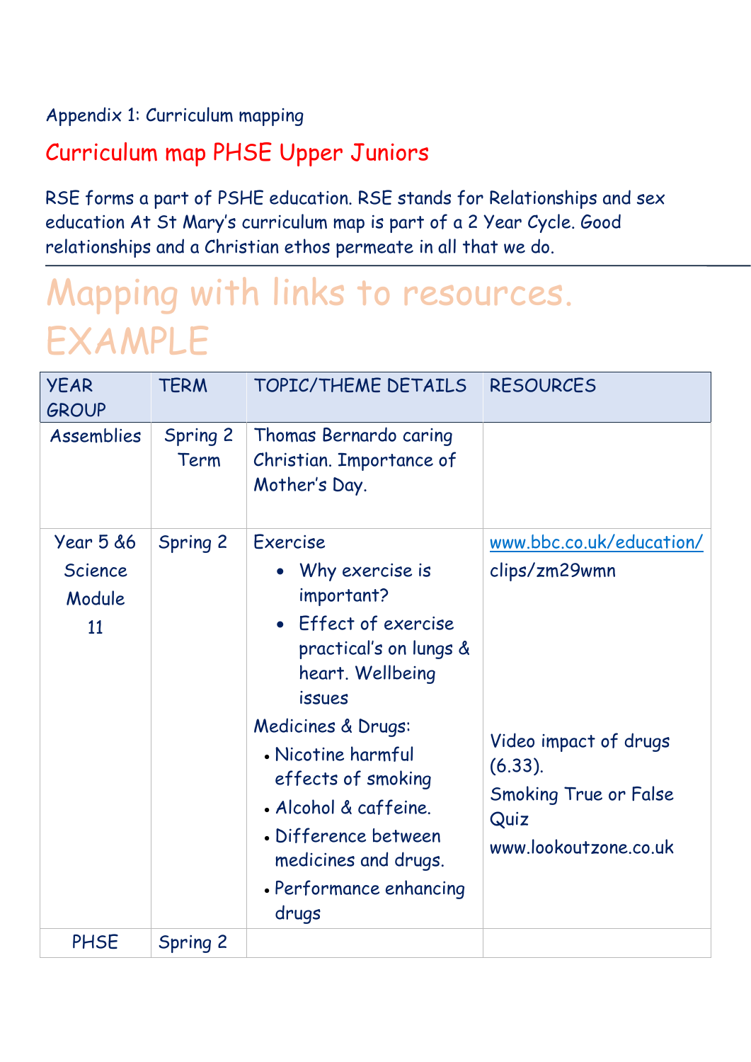Appendix 1: Curriculum mapping

## Curriculum map PHSE Upper Juniors

RSE forms a part of PSHE education. RSE stands for Relationships and sex education At St Mary's curriculum map is part of a 2 Year Cycle. Good relationships and a Christian ethos permeate in all that we do.

---

# Mapping with links to resources. EXAMPLE

| YEAR GROUP | TERM | TOPIC/THEME DETAILS | RESOURCES |
|---|---|---|---|
| Assemblies | Spring 2 Term | Thomas Bernardo caring Christian. Importance of Mother's Day. | |
| Year 5 &6 Science Module 11 | Spring 2 | Exercise<br>• Why exercise is important?<br>• Effect of exercise practical's on lungs & heart. Wellbeing issues<br>Medicines & Drugs:<br>• Nicotine harmful effects of smoking<br>• Alcohol & caffeine.<br>• Difference between medicines and drugs.<br>• Performance enhancing drugs | www.bbc.co.uk/education/clips/zm29wmn<br><br>Video impact of drugs (6.33).<br>Smoking True or False Quiz<br>www.lookoutzone.co.uk |
| PHSE | Spring 2 | | |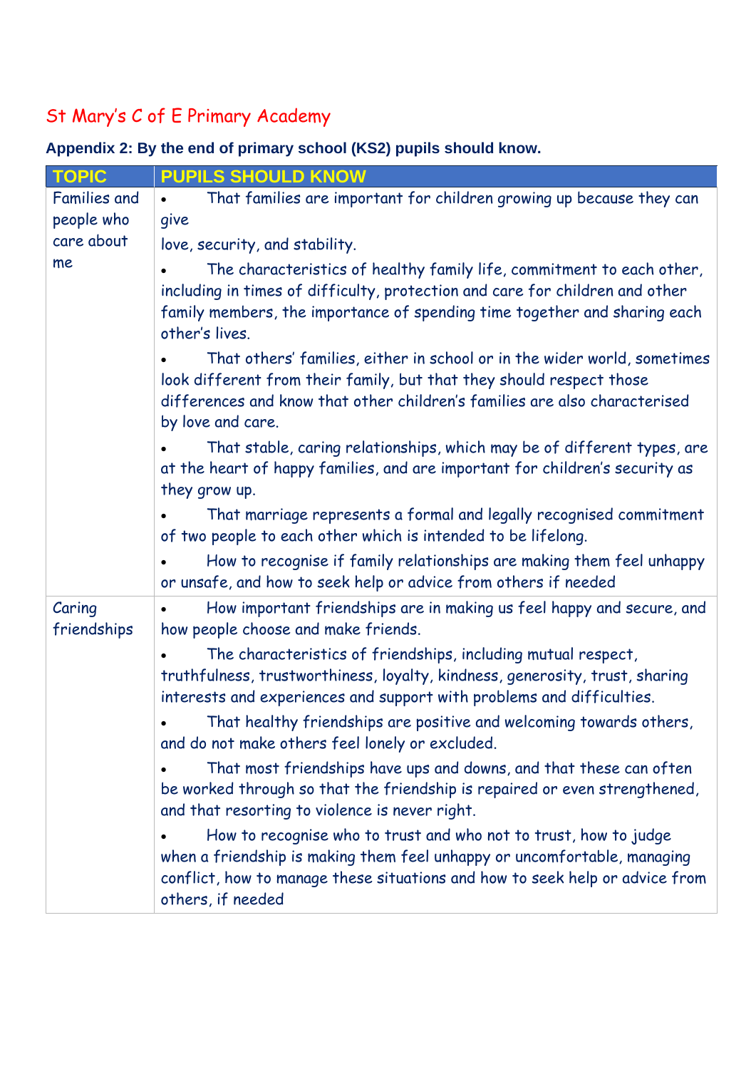St Mary's C of E Primary Academy

**Appendix 2: By the end of primary school (KS2) pupils should know.**

| TOPIC | PUPILS SHOULD KNOW |
|---|---|
| Families and people who care about me | • That families are important for children growing up because they can give love, security, and stability.<br>• The characteristics of healthy family life, commitment to each other, including in times of difficulty, protection and care for children and other family members, the importance of spending time together and sharing each other's lives.<br>• That others' families, either in school or in the wider world, sometimes look different from their family, but that they should respect those differences and know that other children's families are also characterised by love and care.<br>• That stable, caring relationships, which may be of different types, are at the heart of happy families, and are important for children's security as they grow up.<br>• That marriage represents a formal and legally recognised commitment of two people to each other which is intended to be lifelong.<br>• How to recognise if family relationships are making them feel unhappy or unsafe, and how to seek help or advice from others if needed |
| Caring friendships | • How important friendships are in making us feel happy and secure, and how people choose and make friends.<br>• The characteristics of friendships, including mutual respect, truthfulness, trustworthiness, loyalty, kindness, generosity, trust, sharing interests and experiences and support with problems and difficulties.<br>• That healthy friendships are positive and welcoming towards others, and do not make others feel lonely or excluded.<br>• That most friendships have ups and downs, and that these can often be worked through so that the friendship is repaired or even strengthened, and that resorting to violence is never right.<br>• How to recognise who to trust and who not to trust, how to judge when a friendship is making them feel unhappy or uncomfortable, managing conflict, how to manage these situations and how to seek help or advice from others, if needed |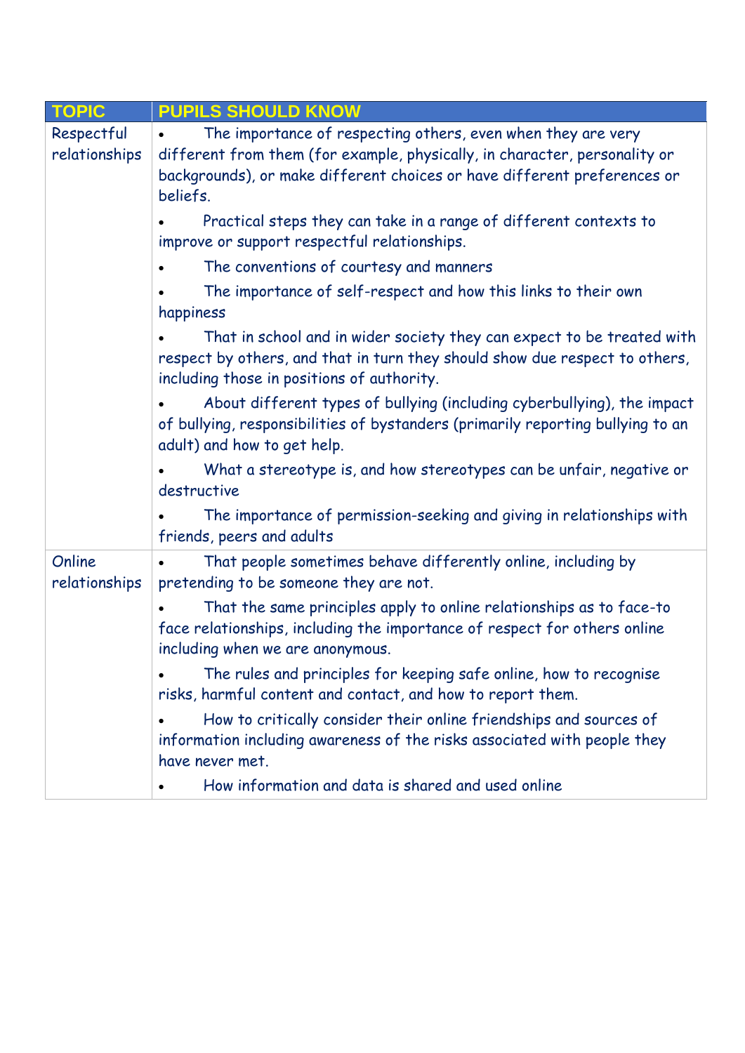| TOPIC | PUPILS SHOULD KNOW |
| --- | --- |
| Respectful relationships | • The importance of respecting others, even when they are very different from them (for example, physically, in character, personality or backgrounds), or make different choices or have different preferences or beliefs.<br>• Practical steps they can take in a range of different contexts to improve or support respectful relationships.<br>• The conventions of courtesy and manners<br>• The importance of self-respect and how this links to their own happiness<br>• That in school and in wider society they can expect to be treated with respect by others, and that in turn they should show due respect to others, including those in positions of authority.<br>• About different types of bullying (including cyberbullying), the impact of bullying, responsibilities of bystanders (primarily reporting bullying to an adult) and how to get help.<br>• What a stereotype is, and how stereotypes can be unfair, negative or destructive<br>• The importance of permission-seeking and giving in relationships with friends, peers and adults |
| Online relationships | • That people sometimes behave differently online, including by pretending to be someone they are not.<br>• That the same principles apply to online relationships as to face-to face relationships, including the importance of respect for others online including when we are anonymous.<br>• The rules and principles for keeping safe online, how to recognise risks, harmful content and contact, and how to report them.<br>• How to critically consider their online friendships and sources of information including awareness of the risks associated with people they have never met.<br>• How information and data is shared and used online |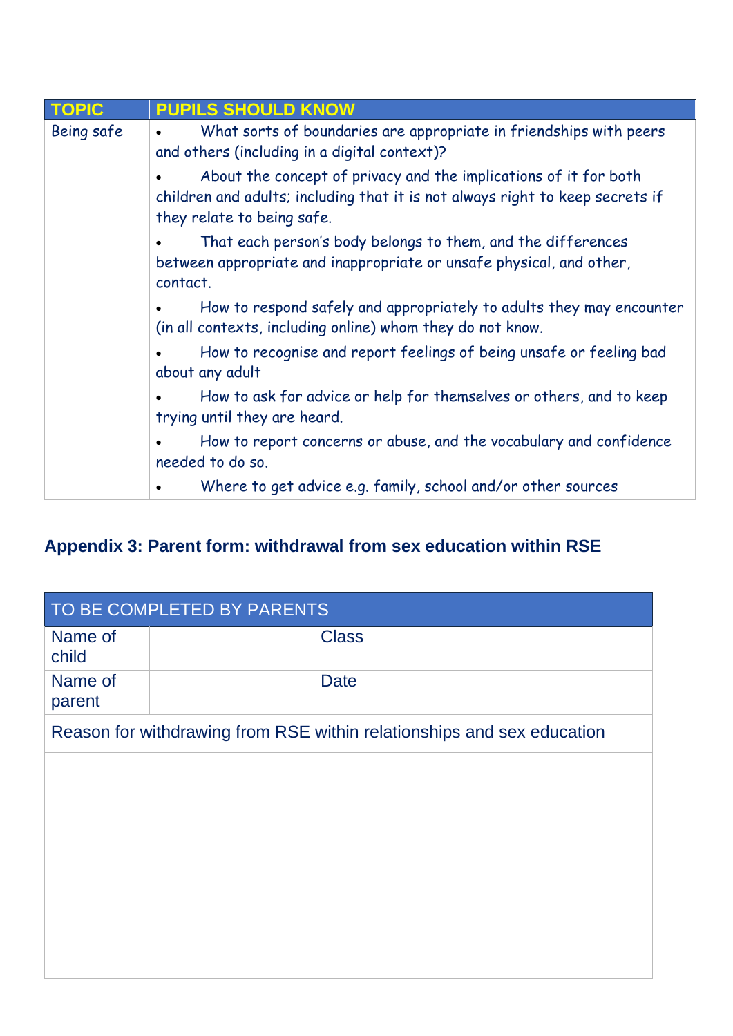| TOPIC | PUPILS SHOULD KNOW |
|---|---|
| Being safe | • What sorts of boundaries are appropriate in friendships with peers and others (including in a digital context)?<br>• About the concept of privacy and the implications of it for both children and adults; including that it is not always right to keep secrets if they relate to being safe.<br>• That each person's body belongs to them, and the differences between appropriate and inappropriate or unsafe physical, and other, contact.<br>• How to respond safely and appropriately to adults they may encounter (in all contexts, including online) whom they do not know.<br>• How to recognise and report feelings of being unsafe or feeling bad about any adult<br>• How to ask for advice or help for themselves or others, and to keep trying until they are heard.<br>• How to report concerns or abuse, and the vocabulary and confidence needed to do so.<br>• Where to get advice e.g. family, school and/or other sources |

## Appendix 3: Parent form: withdrawal from sex education within RSE

| TO BE COMPLETED BY PARENTS | | | |
|---|---|---|---|
| Name of child | | Class | |
| Name of parent | | Date | |
| Reason for withdrawing from RSE within relationships and sex education | | | |
| | | | |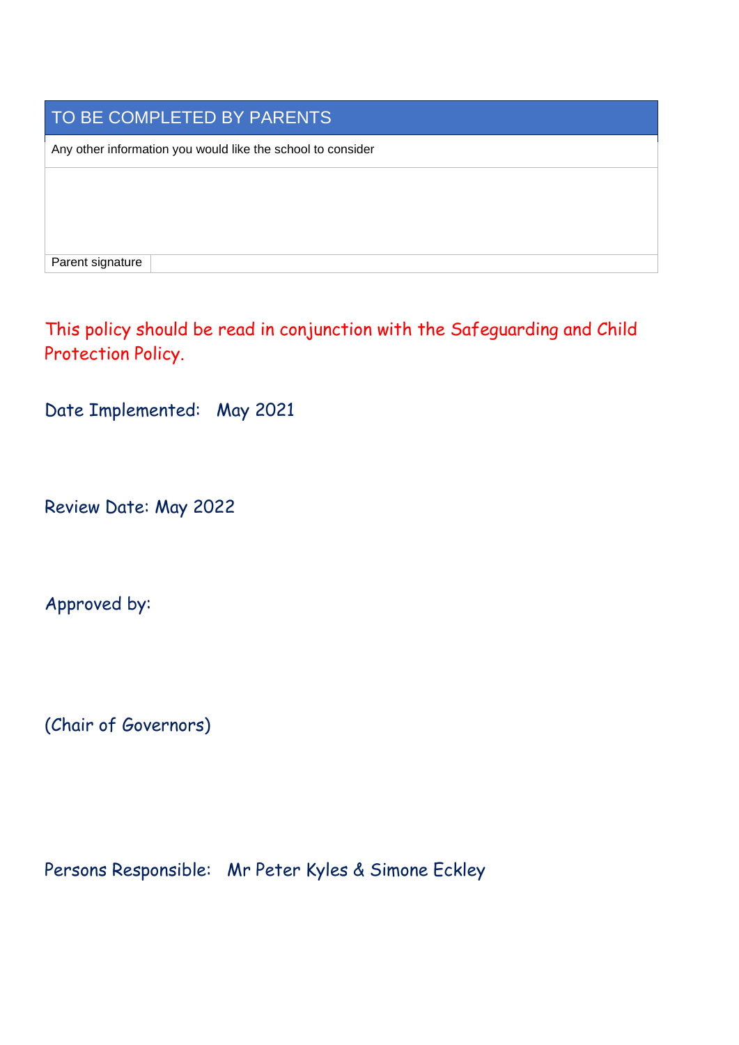| TO BE COMPLETED BY PARENTS | |
|---|---|
| Any other information you would like the school to consider | |
| | |
| Parent signature | |

This policy should be read in conjunction with the Safeguarding and Child Protection Policy.

Date Implemented: May 2021

Review Date: May 2022

Approved by:

(Chair of Governors)

Persons Responsible: Mr Peter Kyles & Simone Eckley